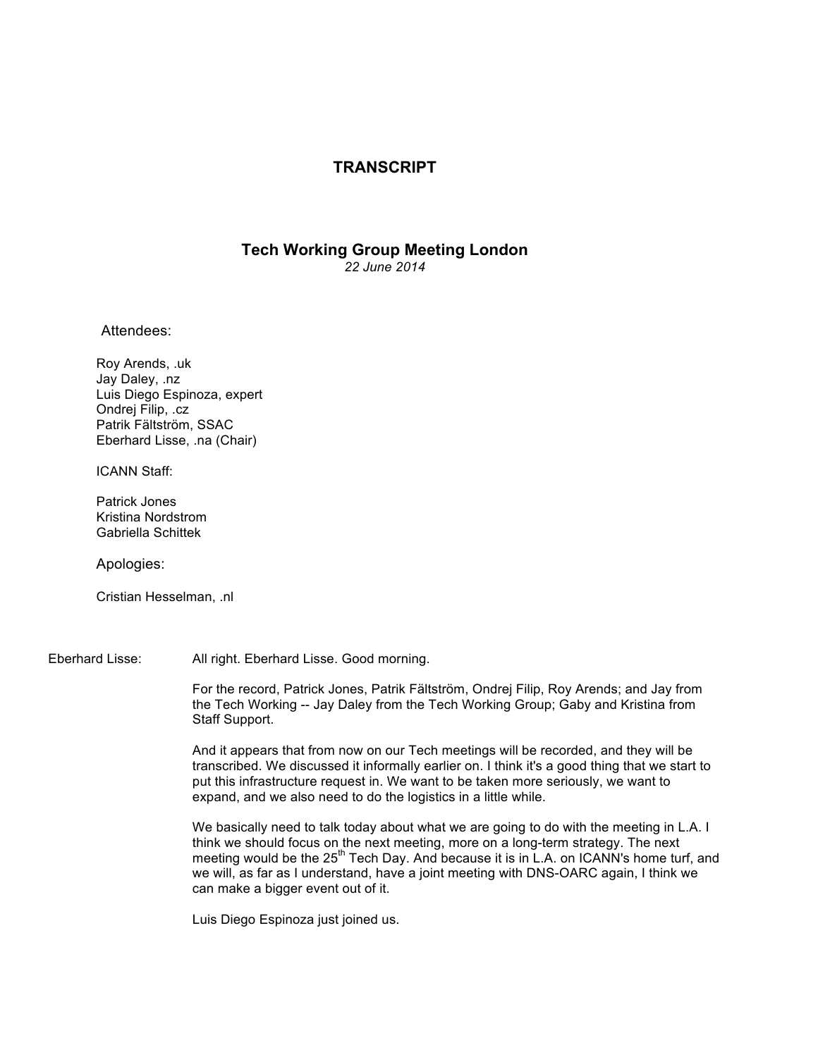# TRANSCRIPT

## Tech Working Group Meeting London

*22 June 2014*

Attendees:

Roy Arends, .uk
Jay Daley, .nz
Luis Diego Espinoza, expert
Ondrej Filip, .cz
Patrik Fältström, SSAC
Eberhard Lisse, .na (Chair)

ICANN Staff:

Patrick Jones
Kristina Nordstrom
Gabriella Schittek

Apologies:

Cristian Hesselman, .nl

**Eberhard Lisse:** All right. Eberhard Lisse. Good morning.

For the record, Patrick Jones, Patrik Fältström, Ondrej Filip, Roy Arends; and Jay from the Tech Working -- Jay Daley from the Tech Working Group; Gaby and Kristina from Staff Support.

And it appears that from now on our Tech meetings will be recorded, and they will be transcribed. We discussed it informally earlier on. I think it's a good thing that we start to put this infrastructure request in. We want to be taken more seriously, we want to expand, and we also need to do the logistics in a little while.

We basically need to talk today about what we are going to do with the meeting in L.A. I think we should focus on the next meeting, more on a long-term strategy. The next meeting would be the 25th Tech Day. And because it is in L.A. on ICANN's home turf, and we will, as far as I understand, have a joint meeting with DNS-OARC again, I think we can make a bigger event out of it.

Luis Diego Espinoza just joined us.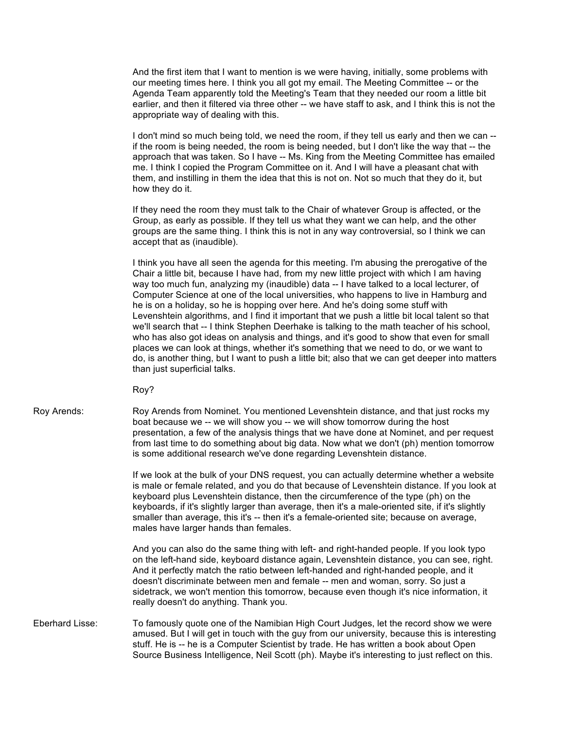And the first item that I want to mention is we were having, initially, some problems with our meeting times here. I think you all got my email. The Meeting Committee -- or the Agenda Team apparently told the Meeting's Team that they needed our room a little bit earlier, and then it filtered via three other -- we have staff to ask, and I think this is not the appropriate way of dealing with this.

I don't mind so much being told, we need the room, if they tell us early and then we can -- if the room is being needed, the room is being needed, but I don't like the way that -- the approach that was taken. So I have -- Ms. King from the Meeting Committee has emailed me. I think I copied the Program Committee on it. And I will have a pleasant chat with them, and instilling in them the idea that this is not on. Not so much that they do it, but how they do it.

If they need the room they must talk to the Chair of whatever Group is affected, or the Group, as early as possible. If they tell us what they want we can help, and the other groups are the same thing. I think this is not in any way controversial, so I think we can accept that as (inaudible).

I think you have all seen the agenda for this meeting. I'm abusing the prerogative of the Chair a little bit, because I have had, from my new little project with which I am having way too much fun, analyzing my (inaudible) data -- I have talked to a local lecturer, of Computer Science at one of the local universities, who happens to live in Hamburg and he is on a holiday, so he is hopping over here. And he's doing some stuff with Levenshtein algorithms, and I find it important that we push a little bit local talent so that we'll search that -- I think Stephen Deerhake is talking to the math teacher of his school, who has also got ideas on analysis and things, and it's good to show that even for small places we can look at things, whether it's something that we need to do, or we want to do, is another thing, but I want to push a little bit; also that we can get deeper into matters than just superficial talks.

Roy?

Roy Arends: Roy Arends from Nominet. You mentioned Levenshtein distance, and that just rocks my boat because we -- we will show you -- we will show tomorrow during the host presentation, a few of the analysis things that we have done at Nominet, and per request from last time to do something about big data. Now what we don't (ph) mention tomorrow is some additional research we've done regarding Levenshtein distance.

If we look at the bulk of your DNS request, you can actually determine whether a website is male or female related, and you do that because of Levenshtein distance. If you look at keyboard plus Levenshtein distance, then the circumference of the type (ph) on the keyboards, if it's slightly larger than average, then it's a male-oriented site, if it's slightly smaller than average, this it's -- then it's a female-oriented site; because on average, males have larger hands than females.

And you can also do the same thing with left- and right-handed people. If you look typo on the left-hand side, keyboard distance again, Levenshtein distance, you can see, right. And it perfectly match the ratio between left-handed and right-handed people, and it doesn't discriminate between men and female -- men and woman, sorry. So just a sidetrack, we won't mention this tomorrow, because even though it's nice information, it really doesn't do anything. Thank you.

Eberhard Lisse: To famously quote one of the Namibian High Court Judges, let the record show we were amused. But I will get in touch with the guy from our university, because this is interesting stuff. He is -- he is a Computer Scientist by trade. He has written a book about Open Source Business Intelligence, Neil Scott (ph). Maybe it's interesting to just reflect on this.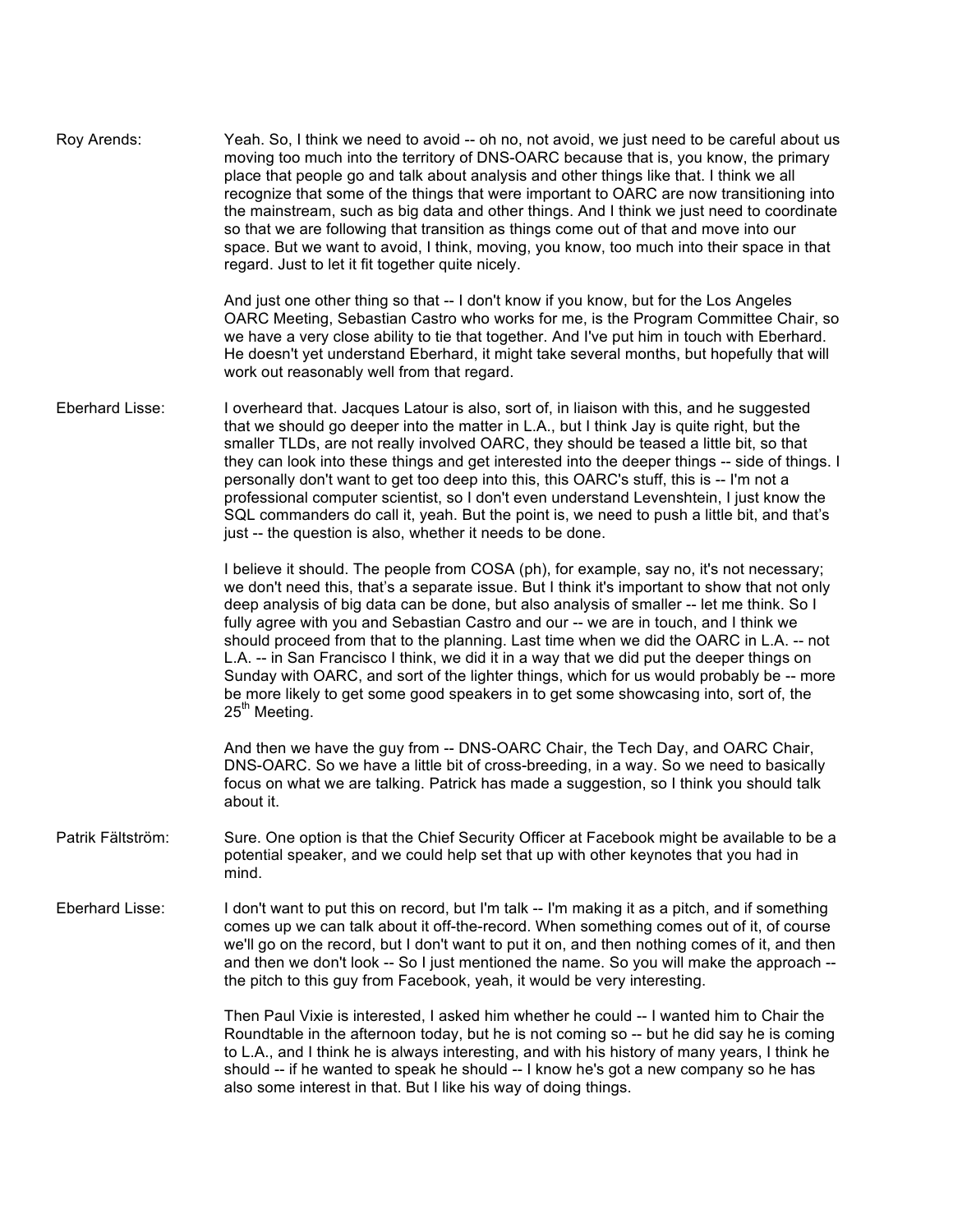Roy Arends: Yeah. So, I think we need to avoid -- oh no, not avoid, we just need to be careful about us moving too much into the territory of DNS-OARC because that is, you know, the primary place that people go and talk about analysis and other things like that. I think we all recognize that some of the things that were important to OARC are now transitioning into the mainstream, such as big data and other things. And I think we just need to coordinate so that we are following that transition as things come out of that and move into our space. But we want to avoid, I think, moving, you know, too much into their space in that regard. Just to let it fit together quite nicely.

And just one other thing so that -- I don't know if you know, but for the Los Angeles OARC Meeting, Sebastian Castro who works for me, is the Program Committee Chair, so we have a very close ability to tie that together. And I've put him in touch with Eberhard. He doesn't yet understand Eberhard, it might take several months, but hopefully that will work out reasonably well from that regard.

Eberhard Lisse: I overheard that. Jacques Latour is also, sort of, in liaison with this, and he suggested that we should go deeper into the matter in L.A., but I think Jay is quite right, but the smaller TLDs, are not really involved OARC, they should be teased a little bit, so that they can look into these things and get interested into the deeper things -- side of things. I personally don't want to get too deep into this, this OARC's stuff, this is -- I'm not a professional computer scientist, so I don't even understand Levenshtein, I just know the SQL commanders do call it, yeah. But the point is, we need to push a little bit, and that's just -- the question is also, whether it needs to be done.

I believe it should. The people from COSA (ph), for example, say no, it's not necessary; we don't need this, that's a separate issue. But I think it's important to show that not only deep analysis of big data can be done, but also analysis of smaller -- let me think. So I fully agree with you and Sebastian Castro and our -- we are in touch, and I think we should proceed from that to the planning. Last time when we did the OARC in L.A. -- not L.A. -- in San Francisco I think, we did it in a way that we did put the deeper things on Sunday with OARC, and sort of the lighter things, which for us would probably be -- more be more likely to get some good speakers in to get some showcasing into, sort of, the 25th Meeting.

And then we have the guy from -- DNS-OARC Chair, the Tech Day, and OARC Chair, DNS-OARC. So we have a little bit of cross-breeding, in a way. So we need to basically focus on what we are talking. Patrick has made a suggestion, so I think you should talk about it.

Patrik Fältström: Sure. One option is that the Chief Security Officer at Facebook might be available to be a potential speaker, and we could help set that up with other keynotes that you had in mind.

Eberhard Lisse: I don't want to put this on record, but I'm talk -- I'm making it as a pitch, and if something comes up we can talk about it off-the-record. When something comes out of it, of course we'll go on the record, but I don't want to put it on, and then nothing comes of it, and then and then we don't look -- So I just mentioned the name. So you will make the approach -- the pitch to this guy from Facebook, yeah, it would be very interesting.

Then Paul Vixie is interested, I asked him whether he could -- I wanted him to Chair the Roundtable in the afternoon today, but he is not coming so -- but he did say he is coming to L.A., and I think he is always interesting, and with his history of many years, I think he should -- if he wanted to speak he should -- I know he's got a new company so he has also some interest in that. But I like his way of doing things.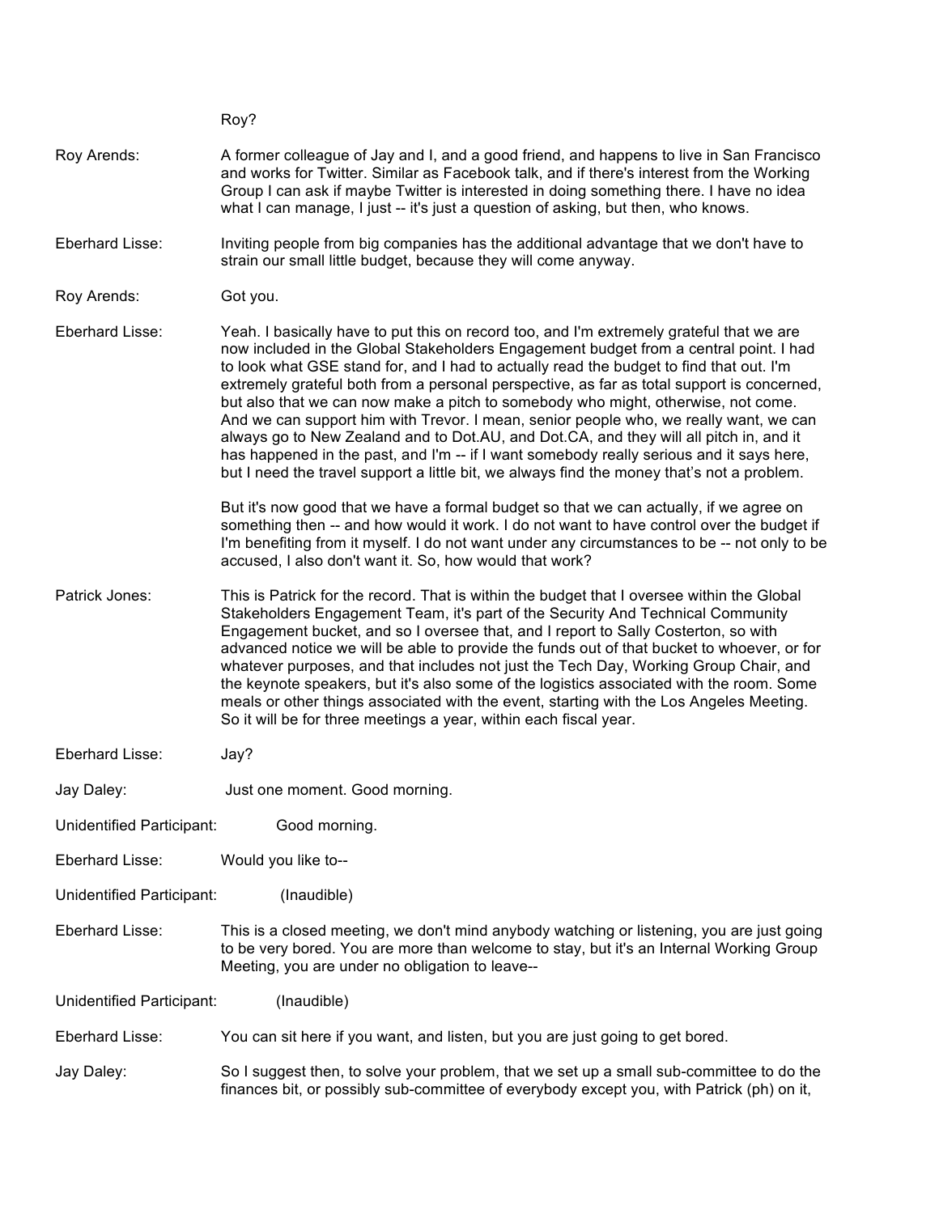Roy?

Roy Arends: A former colleague of Jay and I, and a good friend, and happens to live in San Francisco and works for Twitter. Similar as Facebook talk, and if there's interest from the Working Group I can ask if maybe Twitter is interested in doing something there. I have no idea what I can manage, I just -- it's just a question of asking, but then, who knows.

Eberhard Lisse: Inviting people from big companies has the additional advantage that we don't have to strain our small little budget, because they will come anyway.

Roy Arends: Got you.

Eberhard Lisse: Yeah. I basically have to put this on record too, and I'm extremely grateful that we are now included in the Global Stakeholders Engagement budget from a central point. I had to look what GSE stand for, and I had to actually read the budget to find that out. I'm extremely grateful both from a personal perspective, as far as total support is concerned, but also that we can now make a pitch to somebody who might, otherwise, not come. And we can support him with Trevor. I mean, senior people who, we really want, we can always go to New Zealand and to Dot.AU, and Dot.CA, and they will all pitch in, and it has happened in the past, and I'm -- if I want somebody really serious and it says here, but I need the travel support a little bit, we always find the money that's not a problem.

But it's now good that we have a formal budget so that we can actually, if we agree on something then -- and how would it work. I do not want to have control over the budget if I'm benefiting from it myself. I do not want under any circumstances to be -- not only to be accused, I also don't want it. So, how would that work?

Patrick Jones: This is Patrick for the record. That is within the budget that I oversee within the Global Stakeholders Engagement Team, it's part of the Security And Technical Community Engagement bucket, and so I oversee that, and I report to Sally Costerton, so with advanced notice we will be able to provide the funds out of that bucket to whoever, or for whatever purposes, and that includes not just the Tech Day, Working Group Chair, and the keynote speakers, but it's also some of the logistics associated with the room. Some meals or other things associated with the event, starting with the Los Angeles Meeting. So it will be for three meetings a year, within each fiscal year.

Eberhard Lisse: Jay?

Jay Daley: Just one moment. Good morning.

Unidentified Participant: Good morning.

Eberhard Lisse: Would you like to--

Unidentified Participant: (Inaudible)

Eberhard Lisse: This is a closed meeting, we don't mind anybody watching or listening, you are just going to be very bored. You are more than welcome to stay, but it's an Internal Working Group Meeting, you are under no obligation to leave--

Unidentified Participant: (Inaudible)

Eberhard Lisse: You can sit here if you want, and listen, but you are just going to get bored.

Jay Daley: So I suggest then, to solve your problem, that we set up a small sub-committee to do the finances bit, or possibly sub-committee of everybody except you, with Patrick (ph) on it,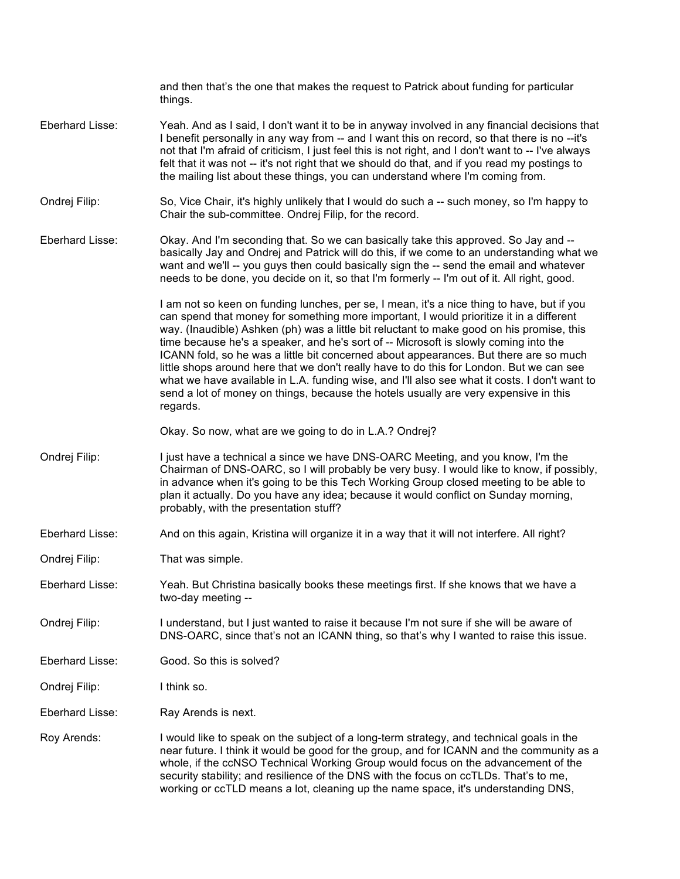and then that's the one that makes the request to Patrick about funding for particular things.

Eberhard Lisse: Yeah. And as I said, I don't want it to be in anyway involved in any financial decisions that I benefit personally in any way from -- and I want this on record, so that there is no --it's not that I'm afraid of criticism, I just feel this is not right, and I don't want to -- I've always felt that it was not -- it's not right that we should do that, and if you read my postings to the mailing list about these things, you can understand where I'm coming from.

Ondrej Filip: So, Vice Chair, it's highly unlikely that I would do such a -- such money, so I'm happy to Chair the sub-committee. Ondrej Filip, for the record.

Eberhard Lisse: Okay. And I'm seconding that. So we can basically take this approved. So Jay and -- basically Jay and Ondrej and Patrick will do this, if we come to an understanding what we want and we'll -- you guys then could basically sign the -- send the email and whatever needs to be done, you decide on it, so that I'm formerly -- I'm out of it. All right, good.

I am not so keen on funding lunches, per se, I mean, it's a nice thing to have, but if you can spend that money for something more important, I would prioritize it in a different way. (Inaudible) Ashken (ph) was a little bit reluctant to make good on his promise, this time because he's a speaker, and he's sort of -- Microsoft is slowly coming into the ICANN fold, so he was a little bit concerned about appearances. But there are so much little shops around here that we don't really have to do this for London. But we can see what we have available in L.A. funding wise, and I'll also see what it costs. I don't want to send a lot of money on things, because the hotels usually are very expensive in this regards.

Okay. So now, what are we going to do in L.A.? Ondrej?

Ondrej Filip: I just have a technical a since we have DNS-OARC Meeting, and you know, I'm the Chairman of DNS-OARC, so I will probably be very busy. I would like to know, if possibly, in advance when it's going to be this Tech Working Group closed meeting to be able to plan it actually. Do you have any idea; because it would conflict on Sunday morning, probably, with the presentation stuff?

Eberhard Lisse: And on this again, Kristina will organize it in a way that it will not interfere. All right?

Ondrej Filip: That was simple.

Eberhard Lisse: Yeah. But Christina basically books these meetings first. If she knows that we have a two-day meeting --

Ondrej Filip: I understand, but I just wanted to raise it because I'm not sure if she will be aware of DNS-OARC, since that's not an ICANN thing, so that's why I wanted to raise this issue.

Eberhard Lisse: Good. So this is solved?

Ondrej Filip: I think so.

Eberhard Lisse: Ray Arends is next.

Roy Arends: I would like to speak on the subject of a long-term strategy, and technical goals in the near future. I think it would be good for the group, and for ICANN and the community as a whole, if the ccNSO Technical Working Group would focus on the advancement of the security stability; and resilience of the DNS with the focus on ccTLDs. That's to me, working or ccTLD means a lot, cleaning up the name space, it's understanding DNS,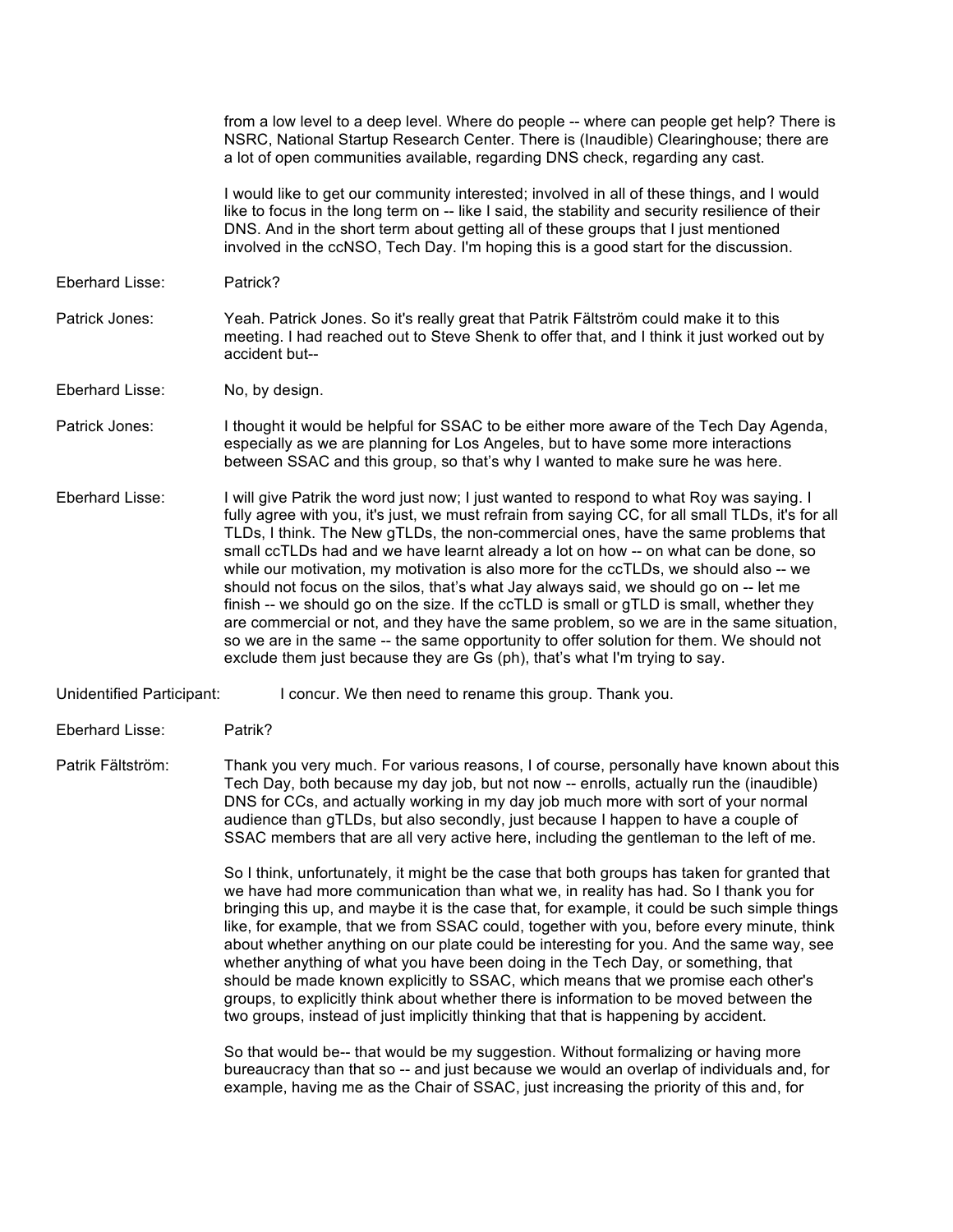from a low level to a deep level. Where do people -- where can people get help? There is NSRC, National Startup Research Center. There is (Inaudible) Clearinghouse; there are a lot of open communities available, regarding DNS check, regarding any cast.

I would like to get our community interested; involved in all of these things, and I would like to focus in the long term on -- like I said, the stability and security resilience of their DNS. And in the short term about getting all of these groups that I just mentioned involved in the ccNSO, Tech Day. I'm hoping this is a good start for the discussion.

Eberhard Lisse: Patrick?

Patrick Jones: Yeah. Patrick Jones. So it's really great that Patrik Fältström could make it to this meeting. I had reached out to Steve Shenk to offer that, and I think it just worked out by accident but--

Eberhard Lisse: No, by design.

Patrick Jones: I thought it would be helpful for SSAC to be either more aware of the Tech Day Agenda, especially as we are planning for Los Angeles, but to have some more interactions between SSAC and this group, so that's why I wanted to make sure he was here.

Eberhard Lisse: I will give Patrik the word just now; I just wanted to respond to what Roy was saying. I fully agree with you, it's just, we must refrain from saying CC, for all small TLDs, it's for all TLDs, I think. The New gTLDs, the non-commercial ones, have the same problems that small ccTLDs had and we have learnt already a lot on how -- on what can be done, so while our motivation, my motivation is also more for the ccTLDs, we should also -- we should not focus on the silos, that's what Jay always said, we should go on -- let me finish -- we should go on the size. If the ccTLD is small or gTLD is small, whether they are commercial or not, and they have the same problem, so we are in the same situation, so we are in the same -- the same opportunity to offer solution for them. We should not exclude them just because they are Gs (ph), that's what I'm trying to say.

Unidentified Participant: I concur. We then need to rename this group. Thank you.

Eberhard Lisse: Patrik?

Patrik Fältström: Thank you very much. For various reasons, I of course, personally have known about this Tech Day, both because my day job, but not now -- enrolls, actually run the (inaudible) DNS for CCs, and actually working in my day job much more with sort of your normal audience than gTLDs, but also secondly, just because I happen to have a couple of SSAC members that are all very active here, including the gentleman to the left of me.

So I think, unfortunately, it might be the case that both groups has taken for granted that we have had more communication than what we, in reality has had. So I thank you for bringing this up, and maybe it is the case that, for example, it could be such simple things like, for example, that we from SSAC could, together with you, before every minute, think about whether anything on our plate could be interesting for you. And the same way, see whether anything of what you have been doing in the Tech Day, or something, that should be made known explicitly to SSAC, which means that we promise each other's groups, to explicitly think about whether there is information to be moved between the two groups, instead of just implicitly thinking that that is happening by accident.

So that would be-- that would be my suggestion. Without formalizing or having more bureaucracy than that so -- and just because we would an overlap of individuals and, for example, having me as the Chair of SSAC, just increasing the priority of this and, for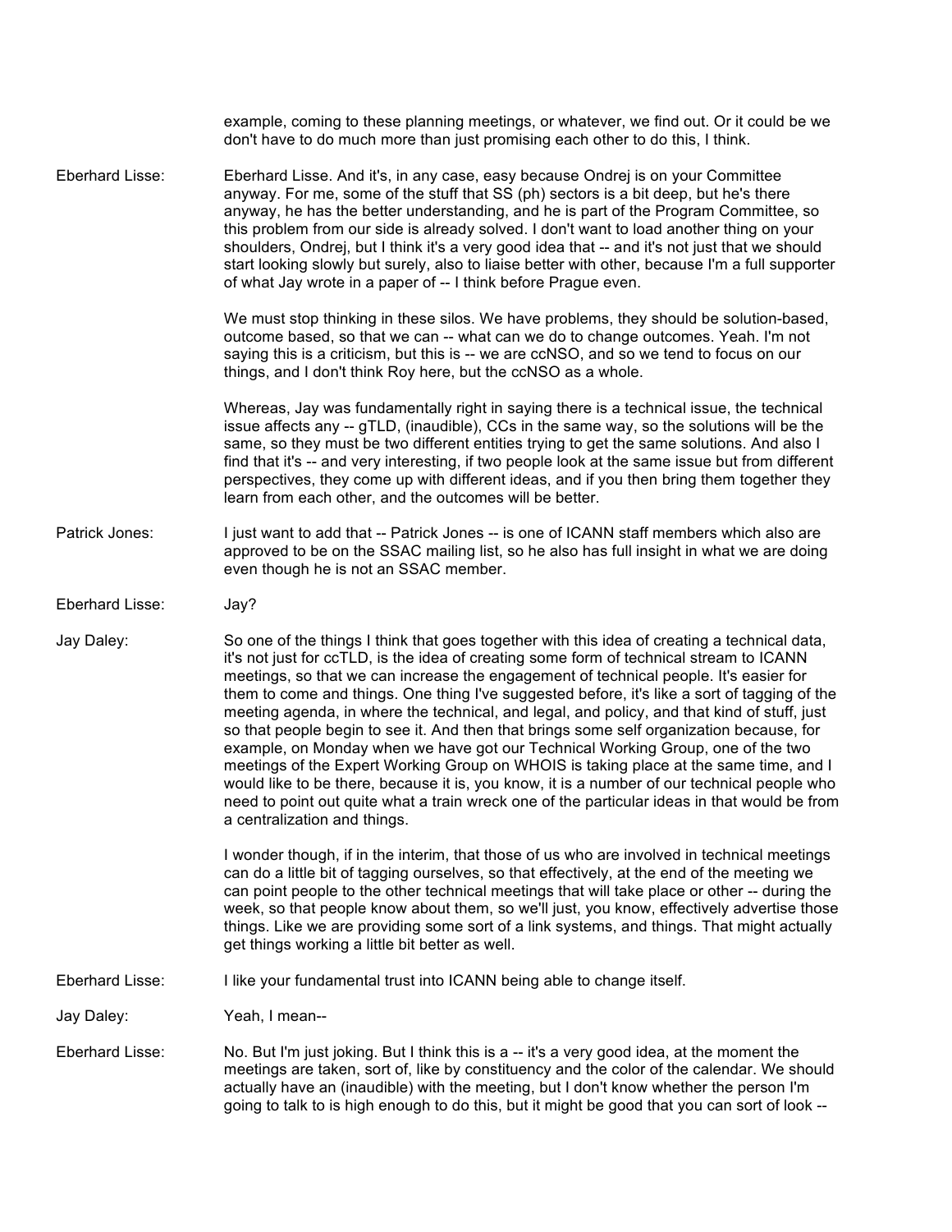example, coming to these planning meetings, or whatever, we find out. Or it could be we don't have to do much more than just promising each other to do this, I think.

Eberhard Lisse: Eberhard Lisse. And it's, in any case, easy because Ondrej is on your Committee anyway. For me, some of the stuff that SS (ph) sectors is a bit deep, but he's there anyway, he has the better understanding, and he is part of the Program Committee, so this problem from our side is already solved. I don't want to load another thing on your shoulders, Ondrej, but I think it's a very good idea that -- and it's not just that we should start looking slowly but surely, also to liaise better with other, because I'm a full supporter of what Jay wrote in a paper of -- I think before Prague even.

We must stop thinking in these silos. We have problems, they should be solution-based, outcome based, so that we can -- what can we do to change outcomes. Yeah. I'm not saying this is a criticism, but this is -- we are ccNSO, and so we tend to focus on our things, and I don't think Roy here, but the ccNSO as a whole.

Whereas, Jay was fundamentally right in saying there is a technical issue, the technical issue affects any -- gTLD, (inaudible), CCs in the same way, so the solutions will be the same, so they must be two different entities trying to get the same solutions. And also I find that it's -- and very interesting, if two people look at the same issue but from different perspectives, they come up with different ideas, and if you then bring them together they learn from each other, and the outcomes will be better.

Patrick Jones: I just want to add that -- Patrick Jones -- is one of ICANN staff members which also are approved to be on the SSAC mailing list, so he also has full insight in what we are doing even though he is not an SSAC member.

Eberhard Lisse: Jay?

Jay Daley: So one of the things I think that goes together with this idea of creating a technical data, it's not just for ccTLD, is the idea of creating some form of technical stream to ICANN meetings, so that we can increase the engagement of technical people. It's easier for them to come and things. One thing I've suggested before, it's like a sort of tagging of the meeting agenda, in where the technical, and legal, and policy, and that kind of stuff, just so that people begin to see it. And then that brings some self organization because, for example, on Monday when we have got our Technical Working Group, one of the two meetings of the Expert Working Group on WHOIS is taking place at the same time, and I would like to be there, because it is, you know, it is a number of our technical people who need to point out quite what a train wreck one of the particular ideas in that would be from a centralization and things.

I wonder though, if in the interim, that those of us who are involved in technical meetings can do a little bit of tagging ourselves, so that effectively, at the end of the meeting we can point people to the other technical meetings that will take place or other -- during the week, so that people know about them, so we'll just, you know, effectively advertise those things. Like we are providing some sort of a link systems, and things. That might actually get things working a little bit better as well.

Eberhard Lisse: I like your fundamental trust into ICANN being able to change itself.

Jay Daley: Yeah, I mean--

Eberhard Lisse: No. But I'm just joking. But I think this is a -- it's a very good idea, at the moment the meetings are taken, sort of, like by constituency and the color of the calendar. We should actually have an (inaudible) with the meeting, but I don't know whether the person I'm going to talk to is high enough to do this, but it might be good that you can sort of look --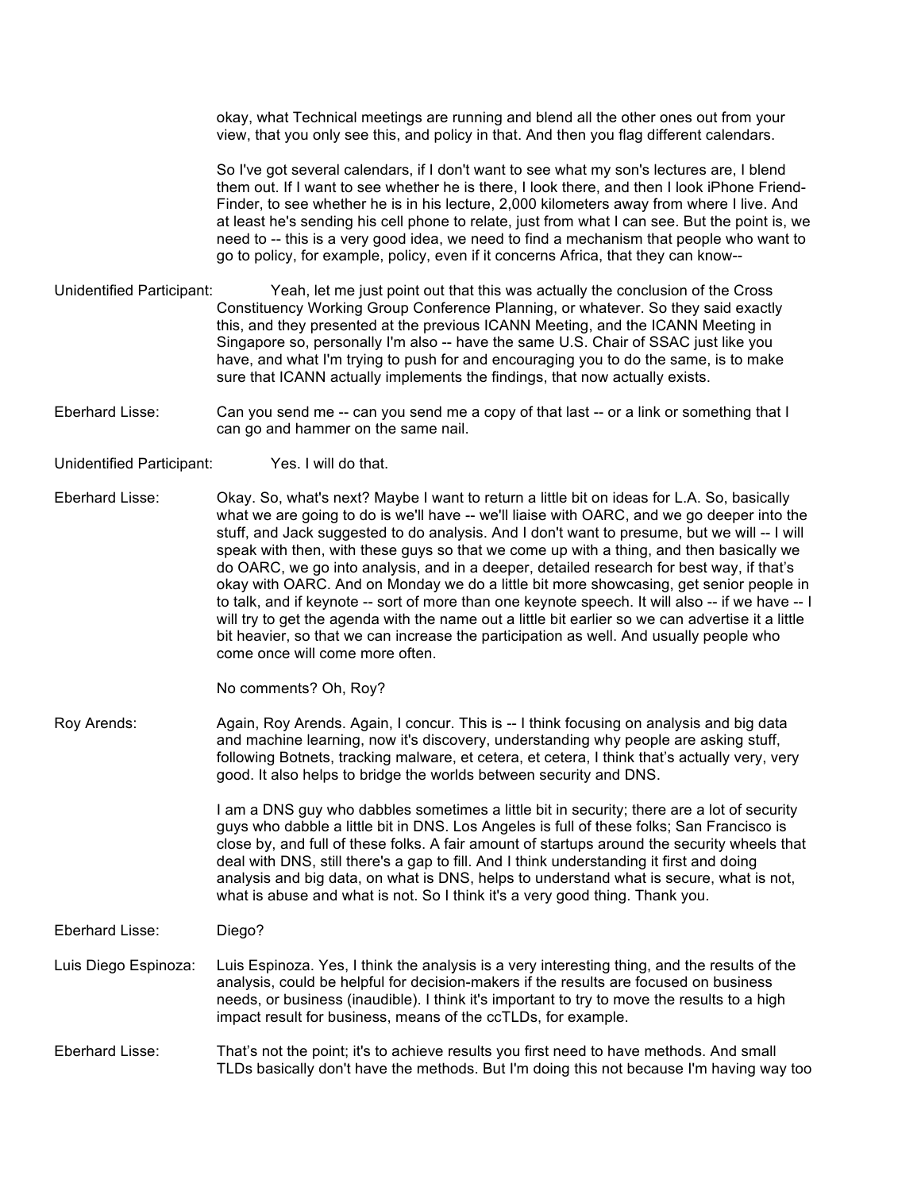okay, what Technical meetings are running and blend all the other ones out from your view, that you only see this, and policy in that. And then you flag different calendars.

So I've got several calendars, if I don't want to see what my son's lectures are, I blend them out. If I want to see whether he is there, I look there, and then I look iPhone Friend-Finder, to see whether he is in his lecture, 2,000 kilometers away from where I live. And at least he's sending his cell phone to relate, just from what I can see. But the point is, we need to -- this is a very good idea, we need to find a mechanism that people who want to go to policy, for example, policy, even if it concerns Africa, that they can know--

Unidentified Participant: Yeah, let me just point out that this was actually the conclusion of the Cross Constituency Working Group Conference Planning, or whatever. So they said exactly this, and they presented at the previous ICANN Meeting, and the ICANN Meeting in Singapore so, personally I'm also -- have the same U.S. Chair of SSAC just like you have, and what I'm trying to push for and encouraging you to do the same, is to make sure that ICANN actually implements the findings, that now actually exists.

Eberhard Lisse: Can you send me -- can you send me a copy of that last -- or a link or something that I can go and hammer on the same nail.

Unidentified Participant: Yes. I will do that.

Eberhard Lisse: Okay. So, what's next? Maybe I want to return a little bit on ideas for L.A. So, basically what we are going to do is we'll have -- we'll liaise with OARC, and we go deeper into the stuff, and Jack suggested to do analysis. And I don't want to presume, but we will -- I will speak with then, with these guys so that we come up with a thing, and then basically we do OARC, we go into analysis, and in a deeper, detailed research for best way, if that's okay with OARC. And on Monday we do a little bit more showcasing, get senior people in to talk, and if keynote -- sort of more than one keynote speech. It will also -- if we have -- I will try to get the agenda with the name out a little bit earlier so we can advertise it a little bit heavier, so that we can increase the participation as well. And usually people who come once will come more often.

No comments? Oh, Roy?

Roy Arends: Again, Roy Arends. Again, I concur. This is -- I think focusing on analysis and big data and machine learning, now it's discovery, understanding why people are asking stuff, following Botnets, tracking malware, et cetera, et cetera, I think that's actually very, very good. It also helps to bridge the worlds between security and DNS.

I am a DNS guy who dabbles sometimes a little bit in security; there are a lot of security guys who dabble a little bit in DNS. Los Angeles is full of these folks; San Francisco is close by, and full of these folks. A fair amount of startups around the security wheels that deal with DNS, still there's a gap to fill. And I think understanding it first and doing analysis and big data, on what is DNS, helps to understand what is secure, what is not, what is abuse and what is not. So I think it's a very good thing. Thank you.

Eberhard Lisse: Diego?

Luis Diego Espinoza: Luis Espinoza. Yes, I think the analysis is a very interesting thing, and the results of the analysis, could be helpful for decision-makers if the results are focused on business needs, or business (inaudible). I think it's important to try to move the results to a high impact result for business, means of the ccTLDs, for example.

Eberhard Lisse: That's not the point; it's to achieve results you first need to have methods. And small TLDs basically don't have the methods. But I'm doing this not because I'm having way too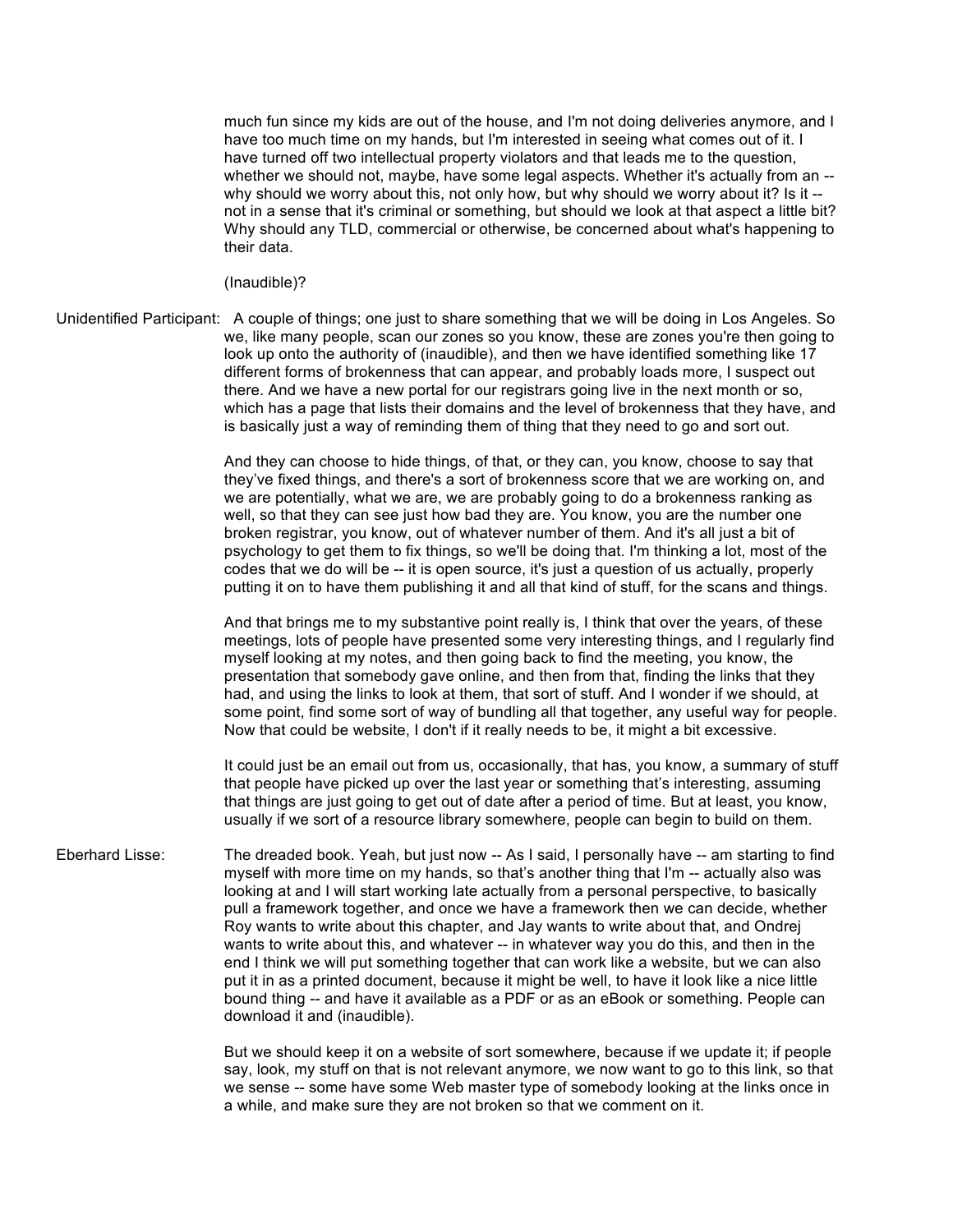much fun since my kids are out of the house, and I'm not doing deliveries anymore, and I have too much time on my hands, but I'm interested in seeing what comes out of it. I have turned off two intellectual property violators and that leads me to the question, whether we should not, maybe, have some legal aspects. Whether it's actually from an -- why should we worry about this, not only how, but why should we worry about it? Is it -- not in a sense that it's criminal or something, but should we look at that aspect a little bit? Why should any TLD, commercial or otherwise, be concerned about what's happening to their data.

(Inaudible)?

Unidentified Participant: A couple of things; one just to share something that we will be doing in Los Angeles. So we, like many people, scan our zones so you know, these are zones you're then going to look up onto the authority of (inaudible), and then we have identified something like 17 different forms of brokenness that can appear, and probably loads more, I suspect out there. And we have a new portal for our registrars going live in the next month or so, which has a page that lists their domains and the level of brokenness that they have, and is basically just a way of reminding them of thing that they need to go and sort out.

And they can choose to hide things, of that, or they can, you know, choose to say that they've fixed things, and there's a sort of brokenness score that we are working on, and we are potentially, what we are, we are probably going to do a brokenness ranking as well, so that they can see just how bad they are. You know, you are the number one broken registrar, you know, out of whatever number of them. And it's all just a bit of psychology to get them to fix things, so we'll be doing that. I'm thinking a lot, most of the codes that we do will be -- it is open source, it's just a question of us actually, properly putting it on to have them publishing it and all that kind of stuff, for the scans and things.

And that brings me to my substantive point really is, I think that over the years, of these meetings, lots of people have presented some very interesting things, and I regularly find myself looking at my notes, and then going back to find the meeting, you know, the presentation that somebody gave online, and then from that, finding the links that they had, and using the links to look at them, that sort of stuff. And I wonder if we should, at some point, find some sort of way of bundling all that together, any useful way for people. Now that could be website, I don't if it really needs to be, it might a bit excessive.

It could just be an email out from us, occasionally, that has, you know, a summary of stuff that people have picked up over the last year or something that's interesting, assuming that things are just going to get out of date after a period of time. But at least, you know, usually if we sort of a resource library somewhere, people can begin to build on them.

Eberhard Lisse: The dreaded book. Yeah, but just now -- As I said, I personally have -- am starting to find myself with more time on my hands, so that's another thing that I'm -- actually also was looking at and I will start working late actually from a personal perspective, to basically pull a framework together, and once we have a framework then we can decide, whether Roy wants to write about this chapter, and Jay wants to write about that, and Ondrej wants to write about this, and whatever -- in whatever way you do this, and then in the end I think we will put something together that can work like a website, but we can also put it in as a printed document, because it might be well, to have it look like a nice little bound thing -- and have it available as a PDF or as an eBook or something. People can download it and (inaudible).

But we should keep it on a website of sort somewhere, because if we update it; if people say, look, my stuff on that is not relevant anymore, we now want to go to this link, so that we sense -- some have some Web master type of somebody looking at the links once in a while, and make sure they are not broken so that we comment on it.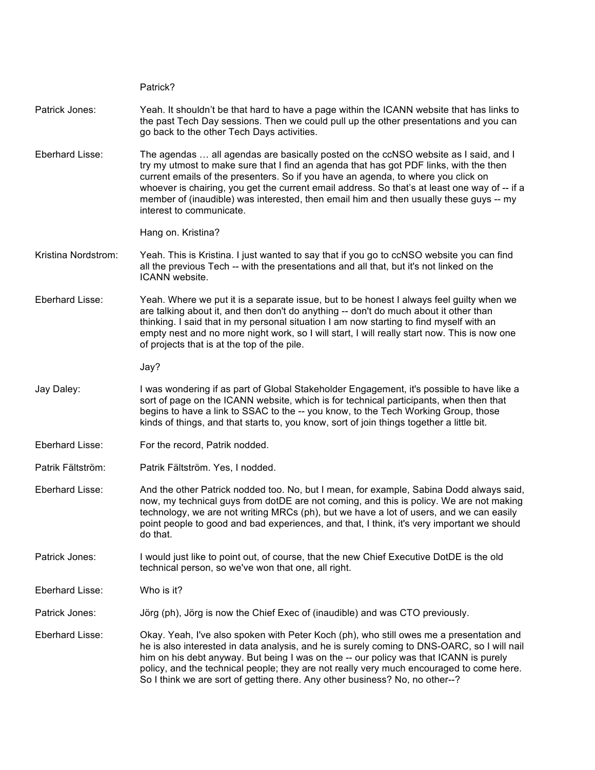Patrick?

Patrick Jones: Yeah. It shouldn't be that hard to have a page within the ICANN website that has links to the past Tech Day sessions. Then we could pull up the other presentations and you can go back to the other Tech Days activities.

Eberhard Lisse: The agendas … all agendas are basically posted on the ccNSO website as I said, and I try my utmost to make sure that I find an agenda that has got PDF links, with the then current emails of the presenters. So if you have an agenda, to where you click on whoever is chairing, you get the current email address. So that's at least one way of -- if a member of (inaudible) was interested, then email him and then usually these guys -- my interest to communicate.

Hang on. Kristina?

Kristina Nordstrom: Yeah. This is Kristina. I just wanted to say that if you go to ccNSO website you can find all the previous Tech -- with the presentations and all that, but it's not linked on the ICANN website.

Eberhard Lisse: Yeah. Where we put it is a separate issue, but to be honest I always feel guilty when we are talking about it, and then don't do anything -- don't do much about it other than thinking. I said that in my personal situation I am now starting to find myself with an empty nest and no more night work, so I will start, I will really start now. This is now one of projects that is at the top of the pile.

Jay?

Jay Daley: I was wondering if as part of Global Stakeholder Engagement, it's possible to have like a sort of page on the ICANN website, which is for technical participants, when then that begins to have a link to SSAC to the -- you know, to the Tech Working Group, those kinds of things, and that starts to, you know, sort of join things together a little bit.

Eberhard Lisse: For the record, Patrik nodded.

Patrik Fältström: Patrik Fältström. Yes, I nodded.

Eberhard Lisse: And the other Patrick nodded too. No, but I mean, for example, Sabina Dodd always said, now, my technical guys from dotDE are not coming, and this is policy. We are not making technology, we are not writing MRCs (ph), but we have a lot of users, and we can easily point people to good and bad experiences, and that, I think, it's very important we should do that.

Patrick Jones: I would just like to point out, of course, that the new Chief Executive DotDE is the old technical person, so we've won that one, all right.

Eberhard Lisse: Who is it?

Patrick Jones: Jörg (ph), Jörg is now the Chief Exec of (inaudible) and was CTO previously.

Eberhard Lisse: Okay. Yeah, I've also spoken with Peter Koch (ph), who still owes me a presentation and he is also interested in data analysis, and he is surely coming to DNS-OARC, so I will nail him on his debt anyway. But being I was on the -- our policy was that ICANN is purely policy, and the technical people; they are not really very much encouraged to come here. So I think we are sort of getting there. Any other business? No, no other--?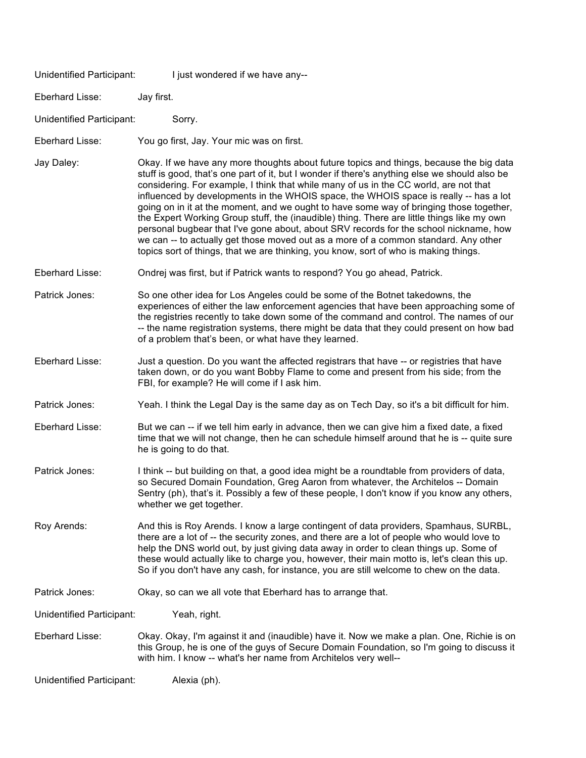Unidentified Participant: I just wondered if we have any--

Eberhard Lisse: Jay first.

Unidentified Participant: Sorry.

Eberhard Lisse: You go first, Jay. Your mic was on first.

Jay Daley: Okay. If we have any more thoughts about future topics and things, because the big data stuff is good, that's one part of it, but I wonder if there's anything else we should also be considering. For example, I think that while many of us in the CC world, are not that influenced by developments in the WHOIS space, the WHOIS space is really -- has a lot going on in it at the moment, and we ought to have some way of bringing those together, the Expert Working Group stuff, the (inaudible) thing. There are little things like my own personal bugbear that I've gone about, about SRV records for the school nickname, how we can -- to actually get those moved out as a more of a common standard. Any other topics sort of things, that we are thinking, you know, sort of who is making things.

Eberhard Lisse: Ondrej was first, but if Patrick wants to respond? You go ahead, Patrick.

Patrick Jones: So one other idea for Los Angeles could be some of the Botnet takedowns, the experiences of either the law enforcement agencies that have been approaching some of the registries recently to take down some of the command and control. The names of our -- the name registration systems, there might be data that they could present on how bad of a problem that's been, or what have they learned.

Eberhard Lisse: Just a question. Do you want the affected registrars that have -- or registries that have taken down, or do you want Bobby Flame to come and present from his side; from the FBI, for example? He will come if I ask him.

Patrick Jones: Yeah. I think the Legal Day is the same day as on Tech Day, so it's a bit difficult for him.

Eberhard Lisse: But we can -- if we tell him early in advance, then we can give him a fixed date, a fixed time that we will not change, then he can schedule himself around that he is -- quite sure he is going to do that.

Patrick Jones: I think -- but building on that, a good idea might be a roundtable from providers of data, so Secured Domain Foundation, Greg Aaron from whatever, the Architelos -- Domain Sentry (ph), that's it. Possibly a few of these people, I don't know if you know any others, whether we get together.

Roy Arends: And this is Roy Arends. I know a large contingent of data providers, Spamhaus, SURBL, there are a lot of -- the security zones, and there are a lot of people who would love to help the DNS world out, by just giving data away in order to clean things up. Some of these would actually like to charge you, however, their main motto is, let's clean this up. So if you don't have any cash, for instance, you are still welcome to chew on the data.

Patrick Jones: Okay, so can we all vote that Eberhard has to arrange that.

Unidentified Participant: Yeah, right.

Eberhard Lisse: Okay. Okay, I'm against it and (inaudible) have it. Now we make a plan. One, Richie is on this Group, he is one of the guys of Secure Domain Foundation, so I'm going to discuss it with him. I know -- what's her name from Architelos very well--

Unidentified Participant: Alexia (ph).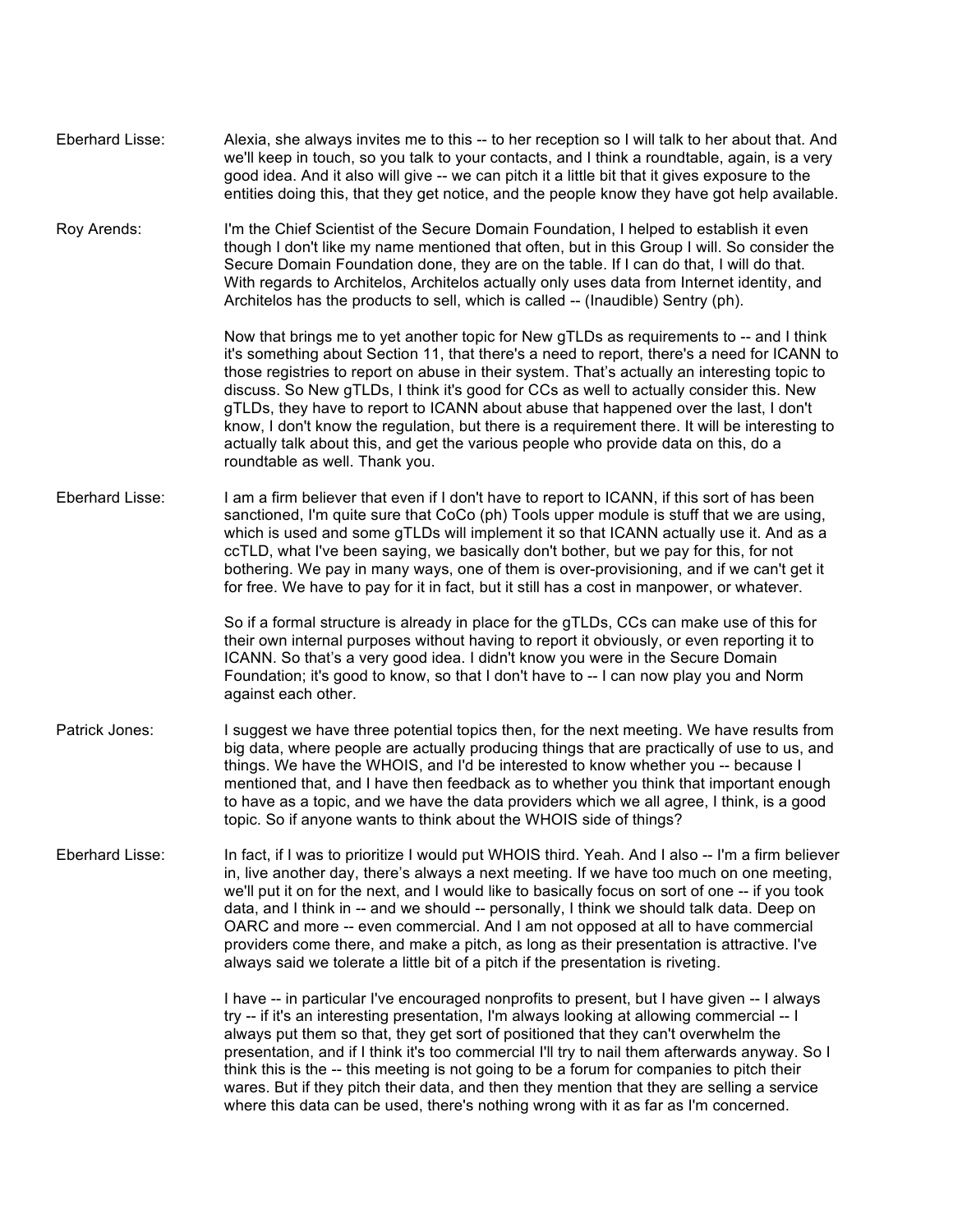Eberhard Lisse: Alexia, she always invites me to this -- to her reception so I will talk to her about that. And we'll keep in touch, so you talk to your contacts, and I think a roundtable, again, is a very good idea. And it also will give -- we can pitch it a little bit that it gives exposure to the entities doing this, that they get notice, and the people know they have got help available.

Roy Arends: I'm the Chief Scientist of the Secure Domain Foundation, I helped to establish it even though I don't like my name mentioned that often, but in this Group I will. So consider the Secure Domain Foundation done, they are on the table. If I can do that, I will do that. With regards to Architelos, Architelos actually only uses data from Internet identity, and Architelos has the products to sell, which is called -- (Inaudible) Sentry (ph).

Now that brings me to yet another topic for New gTLDs as requirements to -- and I think it's something about Section 11, that there's a need to report, there's a need for ICANN to those registries to report on abuse in their system. That's actually an interesting topic to discuss. So New gTLDs, I think it's good for CCs as well to actually consider this. New gTLDs, they have to report to ICANN about abuse that happened over the last, I don't know, I don't know the regulation, but there is a requirement there. It will be interesting to actually talk about this, and get the various people who provide data on this, do a roundtable as well. Thank you.

Eberhard Lisse: I am a firm believer that even if I don't have to report to ICANN, if this sort of has been sanctioned, I'm quite sure that CoCo (ph) Tools upper module is stuff that we are using, which is used and some gTLDs will implement it so that ICANN actually use it. And as a ccTLD, what I've been saying, we basically don't bother, but we pay for this, for not bothering. We pay in many ways, one of them is over-provisioning, and if we can't get it for free. We have to pay for it in fact, but it still has a cost in manpower, or whatever.

So if a formal structure is already in place for the gTLDs, CCs can make use of this for their own internal purposes without having to report it obviously, or even reporting it to ICANN. So that's a very good idea. I didn't know you were in the Secure Domain Foundation; it's good to know, so that I don't have to -- I can now play you and Norm against each other.

Patrick Jones: I suggest we have three potential topics then, for the next meeting. We have results from big data, where people are actually producing things that are practically of use to us, and things. We have the WHOIS, and I'd be interested to know whether you -- because I mentioned that, and I have then feedback as to whether you think that important enough to have as a topic, and we have the data providers which we all agree, I think, is a good topic. So if anyone wants to think about the WHOIS side of things?

Eberhard Lisse: In fact, if I was to prioritize I would put WHOIS third. Yeah. And I also -- I'm a firm believer in, live another day, there's always a next meeting. If we have too much on one meeting, we'll put it on for the next, and I would like to basically focus on sort of one -- if you took data, and I think in -- and we should -- personally, I think we should talk data. Deep on OARC and more -- even commercial. And I am not opposed at all to have commercial providers come there, and make a pitch, as long as their presentation is attractive. I've always said we tolerate a little bit of a pitch if the presentation is riveting.

I have -- in particular I've encouraged nonprofits to present, but I have given -- I always try -- if it's an interesting presentation, I'm always looking at allowing commercial -- I always put them so that, they get sort of positioned that they can't overwhelm the presentation, and if I think it's too commercial I'll try to nail them afterwards anyway. So I think this is the -- this meeting is not going to be a forum for companies to pitch their wares. But if they pitch their data, and then they mention that they are selling a service where this data can be used, there's nothing wrong with it as far as I'm concerned.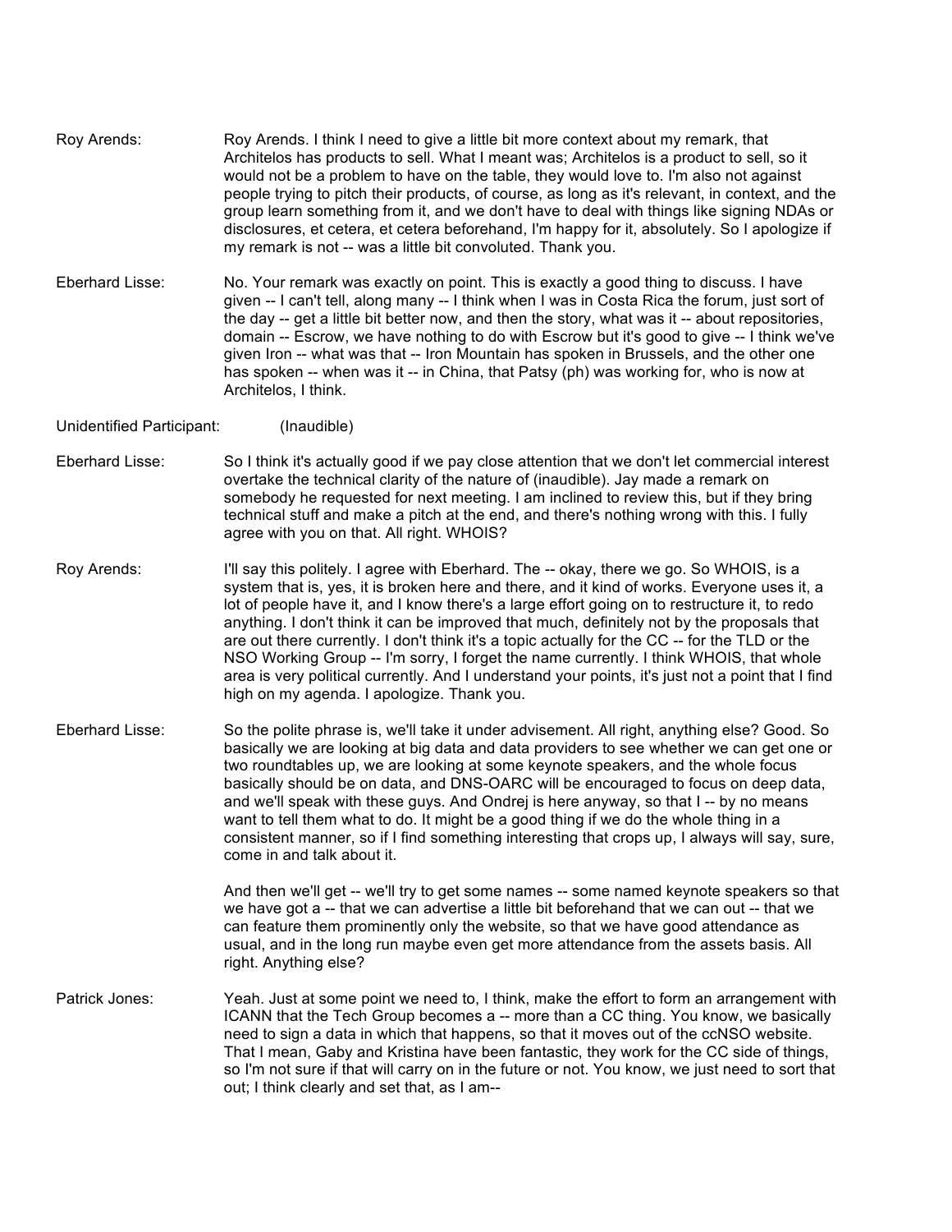Roy Arends: Roy Arends. I think I need to give a little bit more context about my remark, that Architelos has products to sell. What I meant was; Architelos is a product to sell, so it would not be a problem to have on the table, they would love to. I'm also not against people trying to pitch their products, of course, as long as it's relevant, in context, and the group learn something from it, and we don't have to deal with things like signing NDAs or disclosures, et cetera, et cetera beforehand, I'm happy for it, absolutely. So I apologize if my remark is not -- was a little bit convoluted. Thank you.

Eberhard Lisse: No. Your remark was exactly on point. This is exactly a good thing to discuss. I have given -- I can't tell, along many -- I think when I was in Costa Rica the forum, just sort of the day -- get a little bit better now, and then the story, what was it -- about repositories, domain -- Escrow, we have nothing to do with Escrow but it's good to give -- I think we've given Iron -- what was that -- Iron Mountain has spoken in Brussels, and the other one has spoken -- when was it -- in China, that Patsy (ph) was working for, who is now at Architelos, I think.

Unidentified Participant: (Inaudible)

Eberhard Lisse: So I think it's actually good if we pay close attention that we don't let commercial interest overtake the technical clarity of the nature of (inaudible). Jay made a remark on somebody he requested for next meeting. I am inclined to review this, but if they bring technical stuff and make a pitch at the end, and there's nothing wrong with this. I fully agree with you on that. All right. WHOIS?

Roy Arends: I'll say this politely. I agree with Eberhard. The -- okay, there we go. So WHOIS, is a system that is, yes, it is broken here and there, and it kind of works. Everyone uses it, a lot of people have it, and I know there's a large effort going on to restructure it, to redo anything. I don't think it can be improved that much, definitely not by the proposals that are out there currently. I don't think it's a topic actually for the CC -- for the TLD or the NSO Working Group -- I'm sorry, I forget the name currently. I think WHOIS, that whole area is very political currently. And I understand your points, it's just not a point that I find high on my agenda. I apologize. Thank you.

Eberhard Lisse: So the polite phrase is, we'll take it under advisement. All right, anything else? Good. So basically we are looking at big data and data providers to see whether we can get one or two roundtables up, we are looking at some keynote speakers, and the whole focus basically should be on data, and DNS-OARC will be encouraged to focus on deep data, and we'll speak with these guys. And Ondrej is here anyway, so that I -- by no means want to tell them what to do. It might be a good thing if we do the whole thing in a consistent manner, so if I find something interesting that crops up, I always will say, sure, come in and talk about it.

And then we'll get -- we'll try to get some names -- some named keynote speakers so that we have got a -- that we can advertise a little bit beforehand that we can out -- that we can feature them prominently only the website, so that we have good attendance as usual, and in the long run maybe even get more attendance from the assets basis. All right. Anything else?

Patrick Jones: Yeah. Just at some point we need to, I think, make the effort to form an arrangement with ICANN that the Tech Group becomes a -- more than a CC thing. You know, we basically need to sign a data in which that happens, so that it moves out of the ccNSO website. That I mean, Gaby and Kristina have been fantastic, they work for the CC side of things, so I'm not sure if that will carry on in the future or not. You know, we just need to sort that out; I think clearly and set that, as I am--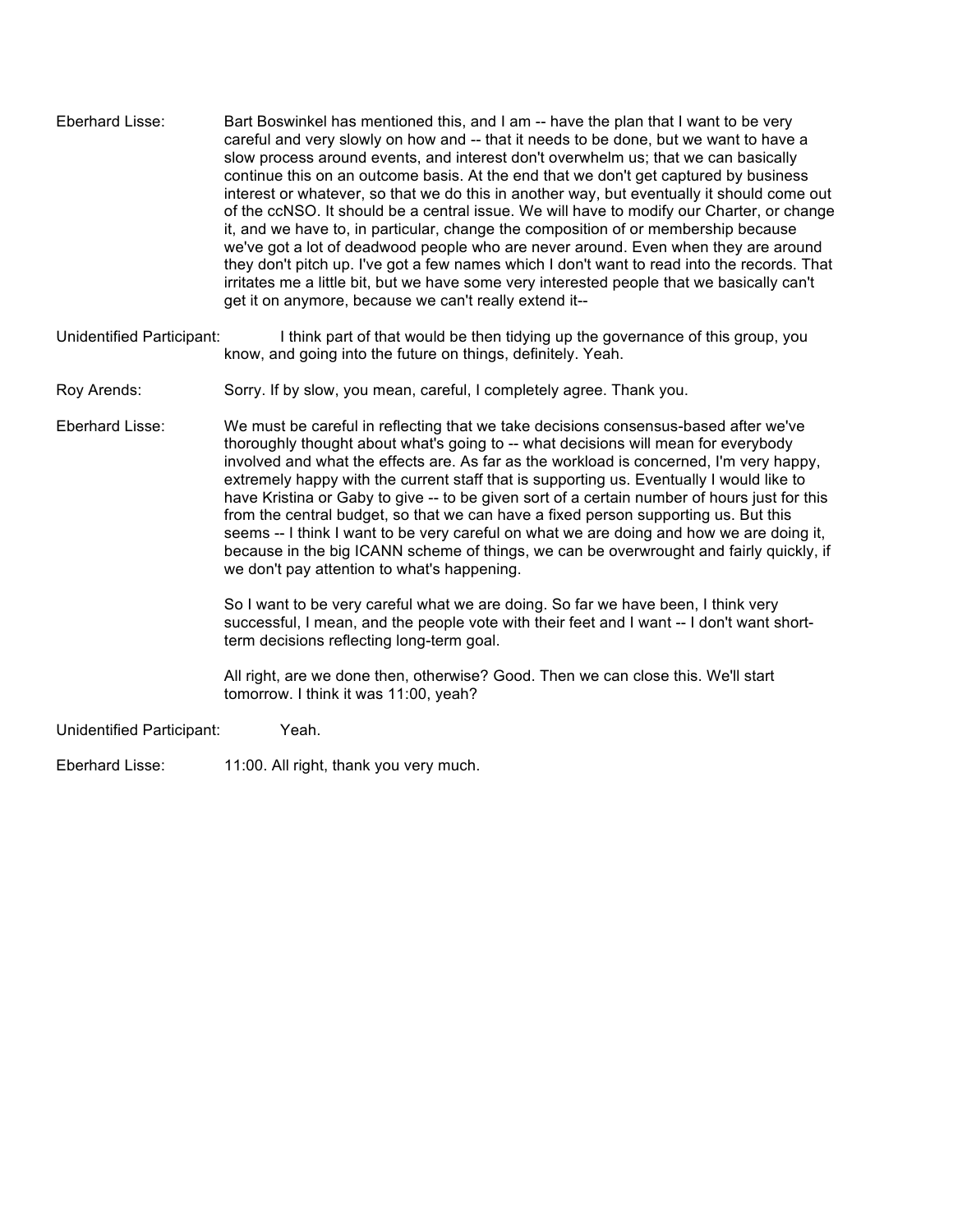Eberhard Lisse: Bart Boswinkel has mentioned this, and I am -- have the plan that I want to be very careful and very slowly on how and -- that it needs to be done, but we want to have a slow process around events, and interest don't overwhelm us; that we can basically continue this on an outcome basis. At the end that we don't get captured by business interest or whatever, so that we do this in another way, but eventually it should come out of the ccNSO. It should be a central issue. We will have to modify our Charter, or change it, and we have to, in particular, change the composition of or membership because we've got a lot of deadwood people who are never around. Even when they are around they don't pitch up. I've got a few names which I don't want to read into the records. That irritates me a little bit, but we have some very interested people that we basically can't get it on anymore, because we can't really extend it--

Unidentified Participant: I think part of that would be then tidying up the governance of this group, you know, and going into the future on things, definitely. Yeah.

Roy Arends: Sorry. If by slow, you mean, careful, I completely agree. Thank you.

Eberhard Lisse: We must be careful in reflecting that we take decisions consensus-based after we've thoroughly thought about what's going to -- what decisions will mean for everybody involved and what the effects are. As far as the workload is concerned, I'm very happy, extremely happy with the current staff that is supporting us. Eventually I would like to have Kristina or Gaby to give -- to be given sort of a certain number of hours just for this from the central budget, so that we can have a fixed person supporting us. But this seems -- I think I want to be very careful on what we are doing and how we are doing it, because in the big ICANN scheme of things, we can be overwrought and fairly quickly, if we don't pay attention to what's happening.

So I want to be very careful what we are doing. So far we have been, I think very successful, I mean, and the people vote with their feet and I want -- I don't want short-term decisions reflecting long-term goal.

All right, are we done then, otherwise? Good. Then we can close this. We'll start tomorrow. I think it was 11:00, yeah?

Unidentified Participant: Yeah.

Eberhard Lisse: 11:00. All right, thank you very much.